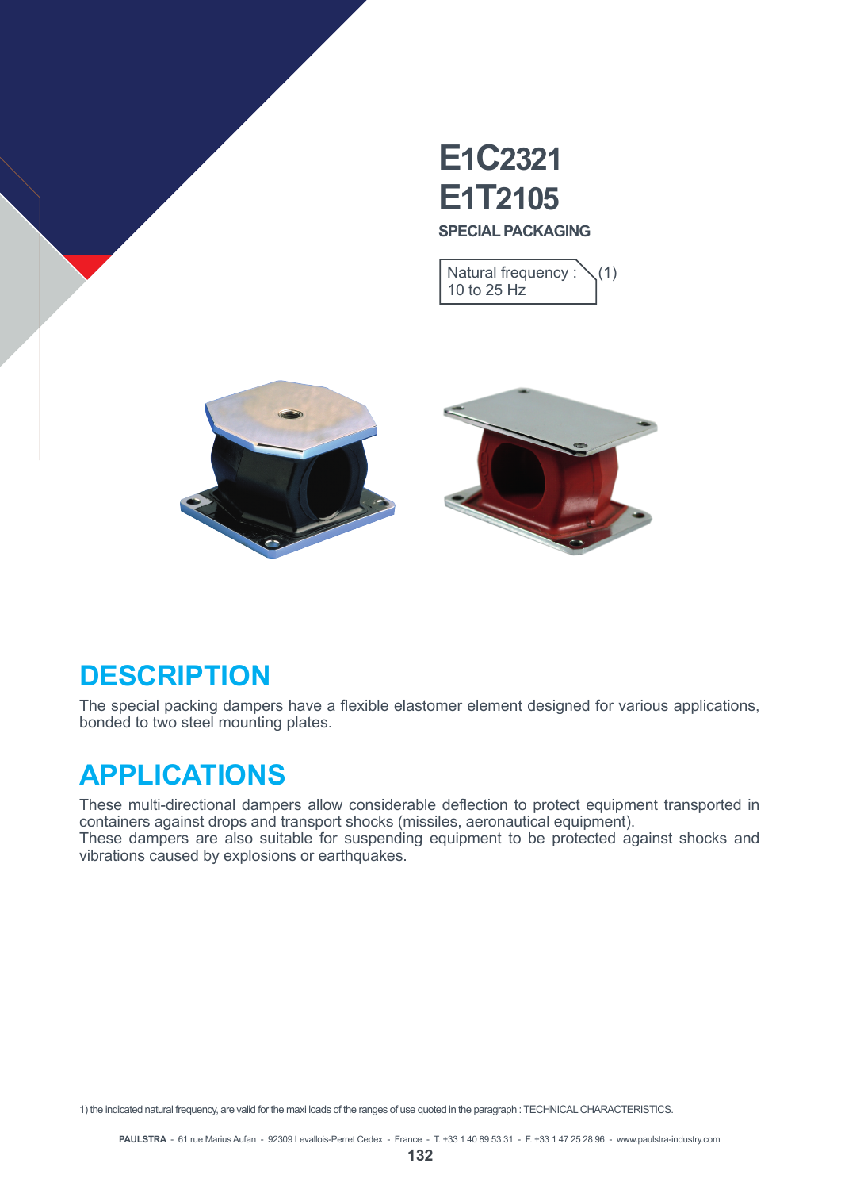# E1C2321
# E1T2105

**SPECIAL PACKAGING**

Natural frequency : (1)
10 to 25 Hz

## DESCRIPTION

The special packing dampers have a flexible elastomer element designed for various applications, bonded to two steel mounting plates.

## APPLICATIONS

These multi-directional dampers allow considerable deflection to protect equipment transported in containers against drops and transport shocks (missiles, aeronautical equipment).
These dampers are also suitable for suspending equipment to be protected against shocks and vibrations caused by explosions or earthquakes.

1) the indicated natural frequency, are valid for the maxi loads of the ranges of use quoted in the paragraph : TECHNICAL CHARACTERISTICS.

**PAULSTRA** - 61 rue Marius Aufan - 92309 Levallois-Perret Cedex - France - T. +33 1 40 89 53 31 - F. +33 1 47 25 28 96 - www.paulstra-industry.com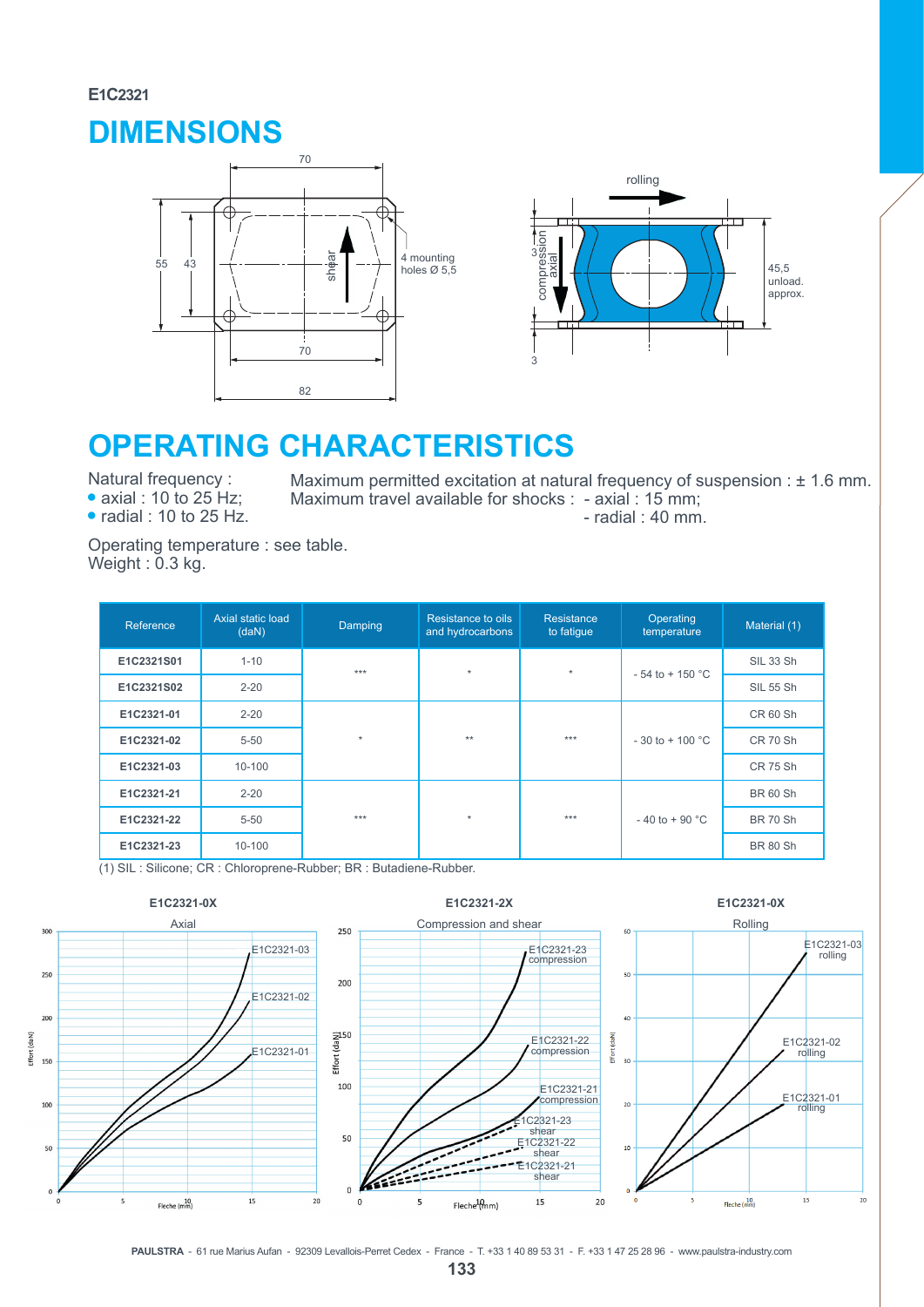E1C2321

# DIMENSIONS

# OPERATING CHARACTERISTICS

Natural frequency :
- axial : 10 to 25 Hz;
- radial : 10 to 25 Hz.

Maximum permitted excitation at natural frequency of suspension : ± 1.6 mm.
Maximum travel available for shocks : - axial : 15 mm;
- radial : 40 mm.

Operating temperature : see table.
Weight : 0.3 kg.

| Reference | Axial static load (daN) | Damping | Resistance to oils and hydrocarbons | Resistance to fatigue | Operating temperature | Material (1) |
|---|---|---|---|---|---|---|
| E1C2321S01 | 1-10 | *** | * | * | - 54 to + 150 °C | SIL 33 Sh |
| E1C2321S02 | 2-20 | | | | | SIL 55 Sh |
| E1C2321-01 | 2-20 | * | ** | *** | - 30 to + 100 °C | CR 60 Sh |
| E1C2321-02 | 5-50 | | | | | CR 70 Sh |
| E1C2321-03 | 10-100 | | | | | CR 75 Sh |
| E1C2321-21 | 2-20 | *** | * | *** | - 40 to + 90 °C | BR 60 Sh |
| E1C2321-22 | 5-50 | | | | | BR 70 Sh |
| E1C2321-23 | 10-100 | | | | | BR 80 Sh |

(1) SIL : Silicone; CR : Chloroprene-Rubber; BR : Butadiene-Rubber.

E1C2321-0X — Axial

E1C2321-2X — Compression and shear

E1C2321-0X — Rolling

PAULSTRA - 61 rue Marius Aufan - 92309 Levallois-Perret Cedex - France - T. +33 1 40 89 53 31 - F. +33 1 47 25 28 96 - www.paulstra-industry.com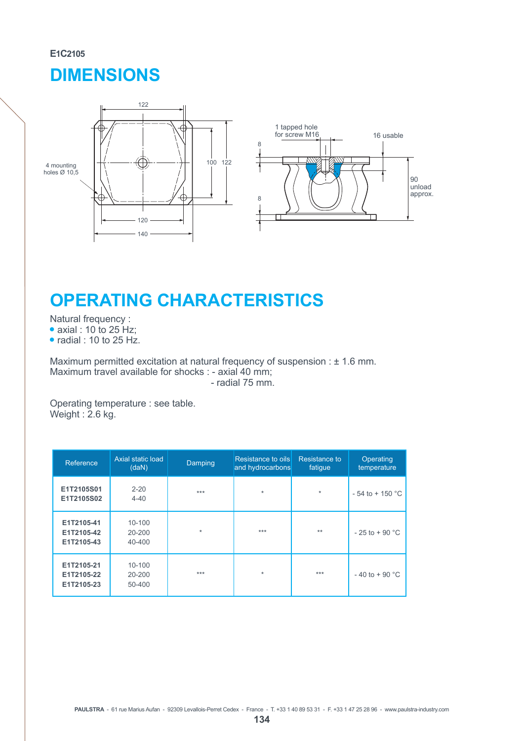E1C2105

# DIMENSIONS

122

4 mounting holes Ø 10,5

100 122

120

140

1 tapped hole for screw M16

16 usable

8

8

90 unload approx.

# OPERATING CHARACTERISTICS

Natural frequency :
- axial : 10 to 25 Hz;
- radial : 10 to 25 Hz.

Maximum permitted excitation at natural frequency of suspension : ± 1.6 mm.
Maximum travel available for shocks : - axial 40 mm;
- radial 75 mm.

Operating temperature : see table.
Weight : 2.6 kg.

| Reference | Axial static load (daN) | Damping | Resistance to oils and hydrocarbons | Resistance to fatigue | Operating temperature |
|---|---|---|---|---|---|
| **E1T2105S01**<br>**E1T2105S02** | 2-20<br>4-40 | *** | * | * | - 54 to + 150 °C |
| **E1T2105-41**<br>**E1T2105-42**<br>**E1T2105-43** | 10-100<br>20-200<br>40-400 | * | *** | ** | - 25 to + 90 °C |
| **E1T2105-21**<br>**E1T2105-22**<br>**E1T2105-23** | 10-100<br>20-200<br>50-400 | *** | * | *** | - 40 to + 90 °C |

**PAULSTRA** - 61 rue Marius Aufan - 92309 Levallois-Perret Cedex - France - T. +33 1 40 89 53 31 - F. +33 1 47 25 28 96 - www.paulstra-industry.com